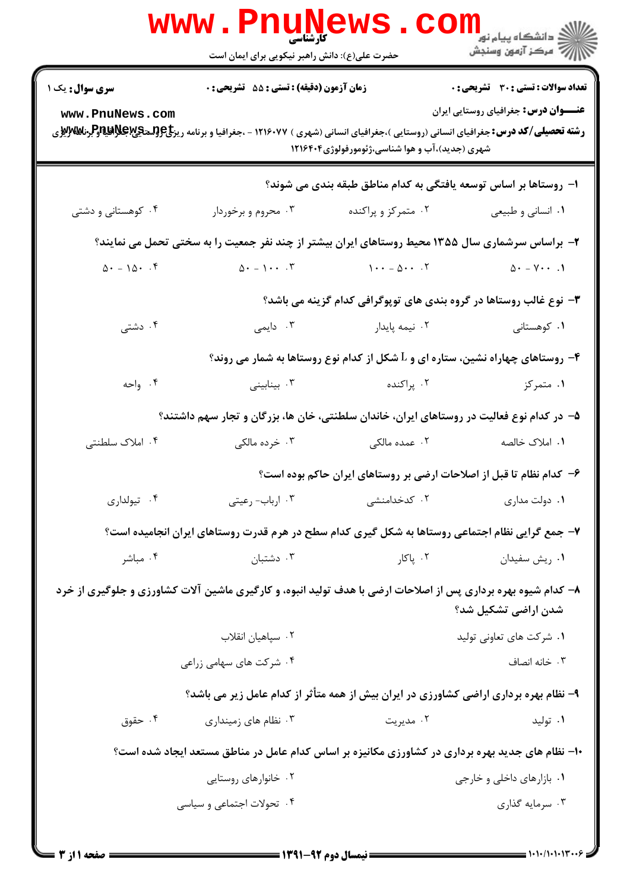کارشناسی

حضرت علی(ع): دانش راهبر نیکویی برای ایمان است

**سری سؤال:** یک ۱

**زمان آزمون (دقیقه) : تستی : ۵۵ تشریحی : ۰**

**تعداد سوالات : تستی : ۳۰ تشریحی : ۰**

**عنـــوان درس:** جغرافیای روستایی ایران

**رشته تحصیلی/کد درس:** جغرافیای انسانی (روستایی )،جغرافیای انسانی (شهری ) ۱۲۱۶۰۷۷ - ،جغرافیا و برنامه ریزی روستایی،جغرافیا و برنامه ریزی شهری (جدید)،آب و هوا شناسی،ژئومورفولوژی۱۲۱۶۴۰۴

۱- روستاها بر اساس توسعه یافتگی به کدام مناطق طبقه بندی می شوند؟

۱. انسانی و طبیعی
۲. متمرکز و پراکنده
۳. محروم و برخوردار
۴. کوهستانی و دشتی

۲- براساس سرشماری سال ۱۳۵۵ محیط روستاهای ایران بیشتر از چند نفر جمعیت را به سختی تحمل می نمایند؟

۱. ۷۰۰ - ۵۰
۲. ۵۰۰ - ۱۰۰
۳. ۱۰۰ - ۵۰
۴. ۱۵۰ - ۵۰

۳- نوع غالب روستاها در گروه بندی های توپوگرافی کدام گزینه می باشد؟

۱. کوهستانی
۲. نیمه پایدار
۳. دایمی
۴. دشتی

۴- روستاهای چهاراه نشین، ستاره ای و L شکل از کدام نوع روستاها به شمار می روند؟

۱. متمرکز
۲. پراکنده
۳. بینابینی
۴. واحه

۵- در کدام نوع فعالیت در روستاهای ایران، خاندان سلطنتی، خان ها، بزرگان و تجار سهم داشتند؟

۱. املاک خالصه
۲. عمده مالکی
۳. خرده مالکی
۴. املاک سلطنتی

۶- کدام نظام تا قبل از اصلاحات ارضی بر روستاهای ایران حاکم بوده است؟

۱. دولت مداری
۲. کدخدامنشی
۳. ارباب- رعیتی
۴. تیولداری

۷- جمع گرایی نظام اجتماعی روستاها به شکل گیری کدام سطح در هرم قدرت روستاهای ایران انجامیده است؟

۱. ریش سفیدان
۲. پاکار
۳. دشتبان
۴. مباشر

۸- کدام شیوه بهره برداری پس از اصلاحات ارضی با هدف تولید انبوه، و کارگیری ماشین آلات کشاورزی و جلوگیری از خرد شدن اراضی تشکیل شد؟

۱. شرکت های تعاونی تولید
۲. سپاهیان انقلاب
۳. خانه انصاف
۴. شرکت های سهامی زراعی

۹- نظام بهره برداری اراضی کشاورزی در ایران بیش از همه متأثر از کدام عامل زیر می باشد؟

۱. تولید
۲. مدیریت
۳. نظام های زمینداری
۴. حقوق

۱۰- نظام های جدید بهره برداری در کشاورزی مکانیزه بر اساس کدام عامل در مناطق مستعد ایجاد شده است؟

۱. بازارهای داخلی و خارجی
۲. خانوارهای روستایی
۳. سرمایه گذاری
۴. تحولات اجتماعی و سیاسی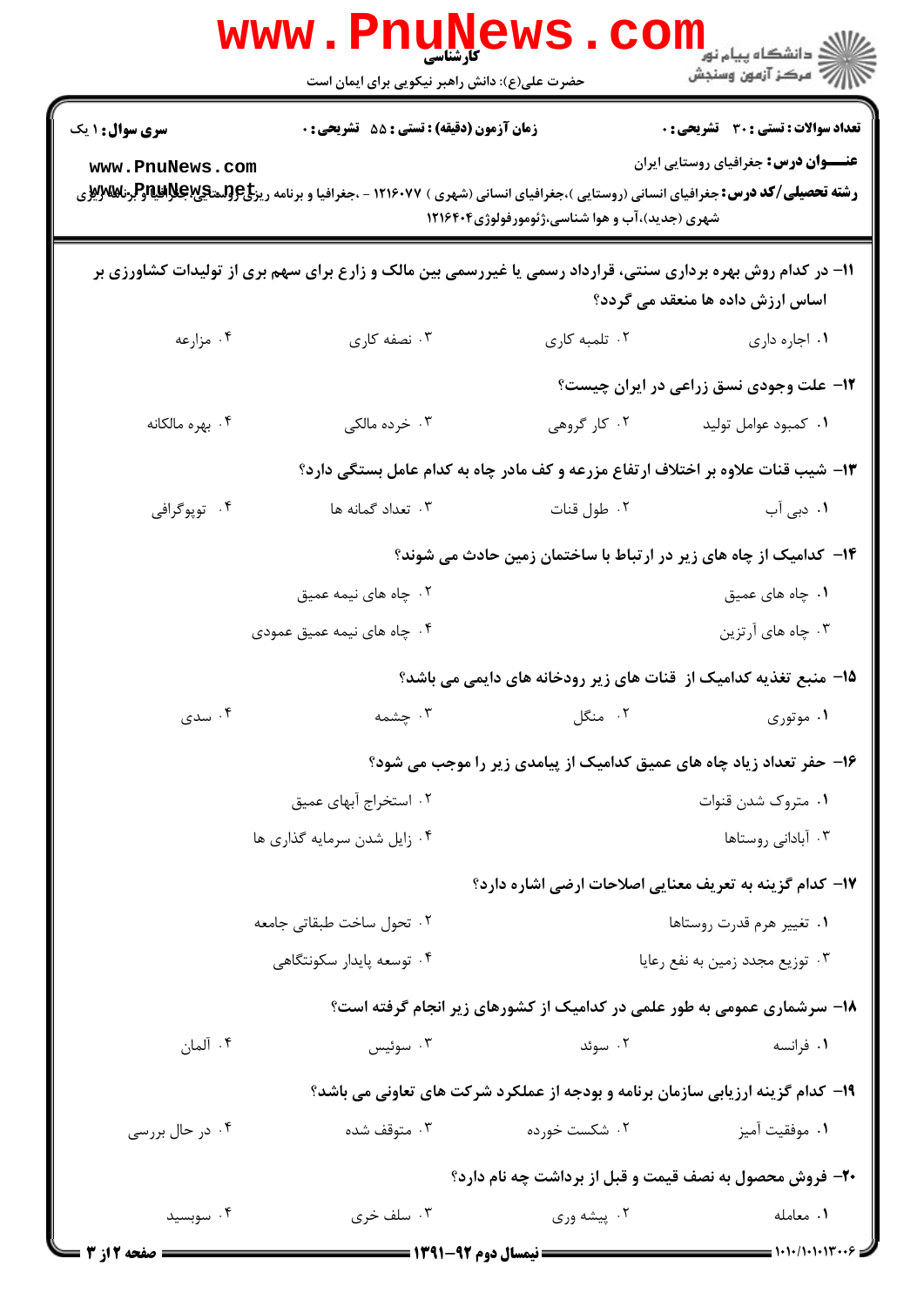**سری سوال:** ۱ یک

**زمان آزمون (دقیقه) : تستی : ۵۵ تشریحی : ۰**

**تعداد سوالات : تستی : ۳۰ تشریحی : ۰**

**عنـــوان درس:** جغرافیای روستایی ایران

**رشته تحصیلی/کد درس:** جغرافیای انسانی (روستایی )،جغرافیای انسانی (شهری ) ۱۲۱۶۰۷۷ - ،جغرافیا و برنامه ریزی روستایی،جغرافیا و برنامه ریزی شهری (جدید)،آب و هوا شناسی،ژئومورفولوژی۱۲۱۶۴۰۴

۱۱- در کدام روش بهره برداری سنتی، قرارداد رسمی یا غیررسمی بین مالک و زارع برای سهم بری از تولیدات کشاورزی بر اساس ارزش داده ها منعقد می گردد؟

۱. اجاره داری
۲. تلمبه کاری
۳. نصفه کاری
۴. مزارعه

۱۲- علت وجودی نسق زراعی در ایران چیست؟

۱. کمبود عوامل تولید
۲. کار گروهی
۳. خرده مالکی
۴. بهره مالکانه

۱۳- شیب قنات علاوه بر اختلاف ارتفاع مزرعه و کف مادر چاه به کدام عامل بستگی دارد؟

۱. دبی آب
۲. طول قنات
۳. تعداد گمانه ها
۴. توپوگرافی

۱۴- کدامیک از چاه های زیر در ارتباط با ساختمان زمین حادث می شوند؟

۱. چاه های عمیق
۲. چاه های نیمه عمیق
۳. چاه های آرتزین
۴. چاه های نیمه عمیق عمودی

۱۵- منبع تغذیه کدامیک از قنات های زیر رودخانه های دایمی می باشد؟

۱. موتوری
۲. منگل
۳. چشمه
۴. سدی

۱۶- حفر تعداد زیاد چاه های عمیق کدامیک از پیامدی زیر را موجب می شود؟

۱. متروک شدن قنوات
۲. استخراج آبهای عمیق
۳. آبادانی روستاها
۴. زایل شدن سرمایه گذاری ها

۱۷- کدام گزینه به تعریف معنایی اصلاحات ارضی اشاره دارد؟

۱. تغییر هرم قدرت روستاها
۲. تحول ساخت طبقاتی جامعه
۳. توزیع مجدد زمین به نفع رعایا
۴. توسعه پایدار سکونتگاهی

۱۸- سرشماری عمومی به طور علمی در کدامیک از کشورهای زیر انجام گرفته است؟

۱. فرانسه
۲. سوئد
۳. سوئیس
۴. آلمان

۱۹- کدام گزینه ارزیابی سازمان برنامه و بودجه از عملکرد شرکت های تعاونی می باشد؟

۱. موفقیت آمیز
۲. شکست خورده
۳. متوقف شده
۴. در حال بررسی

۲۰- فروش محصول به نصف قیمت و قبل از برداشت چه نام دارد؟

۱. معامله
۲. پیشه وری
۳. سلف خری
۴. سوبسید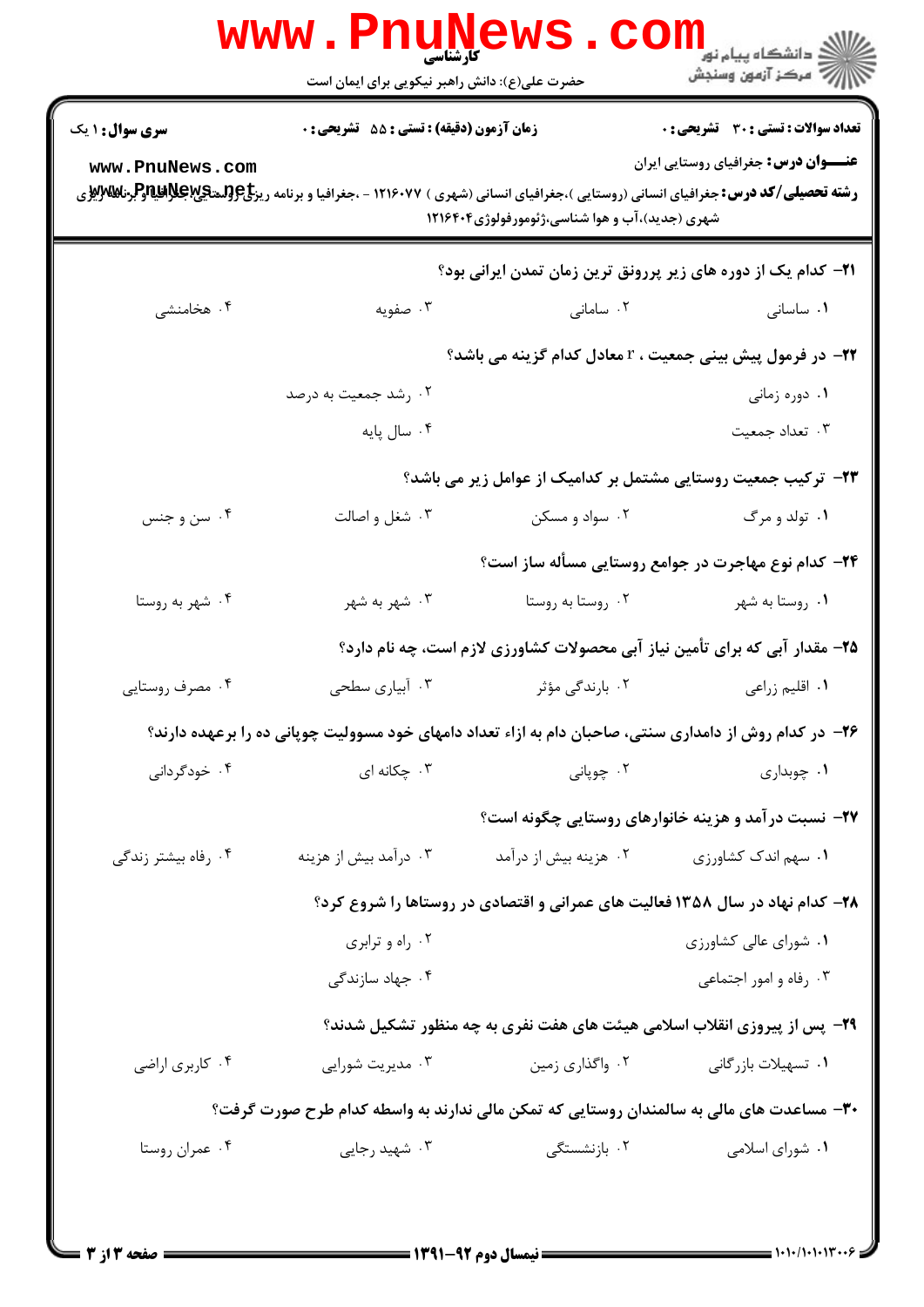۲۱- کدام یک از دوره های زیر پررونق ترین زمان تمدن ایرانی بود؟

۱. ساسانی
۲. سامانی
۳. صفویه
۴. هخامنشی

۲۲- در فرمول پیش بینی جمعیت ، r معادل کدام گزینه می باشد؟

۱. دوره زمانی
۲. رشد جمعیت به درصد
۳. تعداد جمعیت
۴. سال پایه

۲۳- ترکیب جمعیت روستایی مشتمل بر کدامیک از عوامل زیر می باشد؟

۱. تولد و مرگ
۲. سواد و مسکن
۳. شغل و اصالت
۴. سن و جنس

۲۴- کدام نوع مهاجرت در جوامع روستایی مسأله ساز است؟

۱. روستا به شهر
۲. روستا به روستا
۳. شهر به شهر
۴. شهر به روستا

۲۵- مقدار آبی که برای تأمین نیاز آبی محصولات کشاورزی لازم است، چه نام دارد؟

۱. اقلیم زراعی
۲. بارندگی مؤثر
۳. آبیاری سطحی
۴. مصرف روستایی

۲۶- در کدام روش از دامداری سنتی، صاحبان دام به ازاء تعداد دامهای خود مسوولیت چوپانی ده را برعهده دارند؟

۱. چوبداری
۲. چوپانی
۳. چکانه ای
۴. خودگردانی

۲۷- نسبت درآمد و هزینه خانوارهای روستایی چگونه است؟

۱. سهم اندک کشاورزی
۲. هزینه بیش از درآمد
۳. درآمد بیش از هزینه
۴. رفاه بیشتر زندگی

۲۸- کدام نهاد در سال ۱۳۵۸ فعالیت های عمرانی و اقتصادی در روستاها را شروع کرد؟

۱. شورای عالی کشاورزی
۲. راه و ترابری
۳. رفاه و امور اجتماعی
۴. جهاد سازندگی

۲۹- پس از پیروزی انقلاب اسلامی هیئت های هفت نفری به چه منظور تشکیل شدند؟

۱. تسهیلات بازرگانی
۲. واگذاری زمین
۳. مدیریت شورایی
۴. کاربری اراضی

۳۰- مساعدت های مالی به سالمندان روستایی که تمکن مالی ندارند به واسطه کدام طرح صورت گرفت؟

۱. شورای اسلامی
۲. بازنشستگی
۳. شهید رجایی
۴. عمران روستا